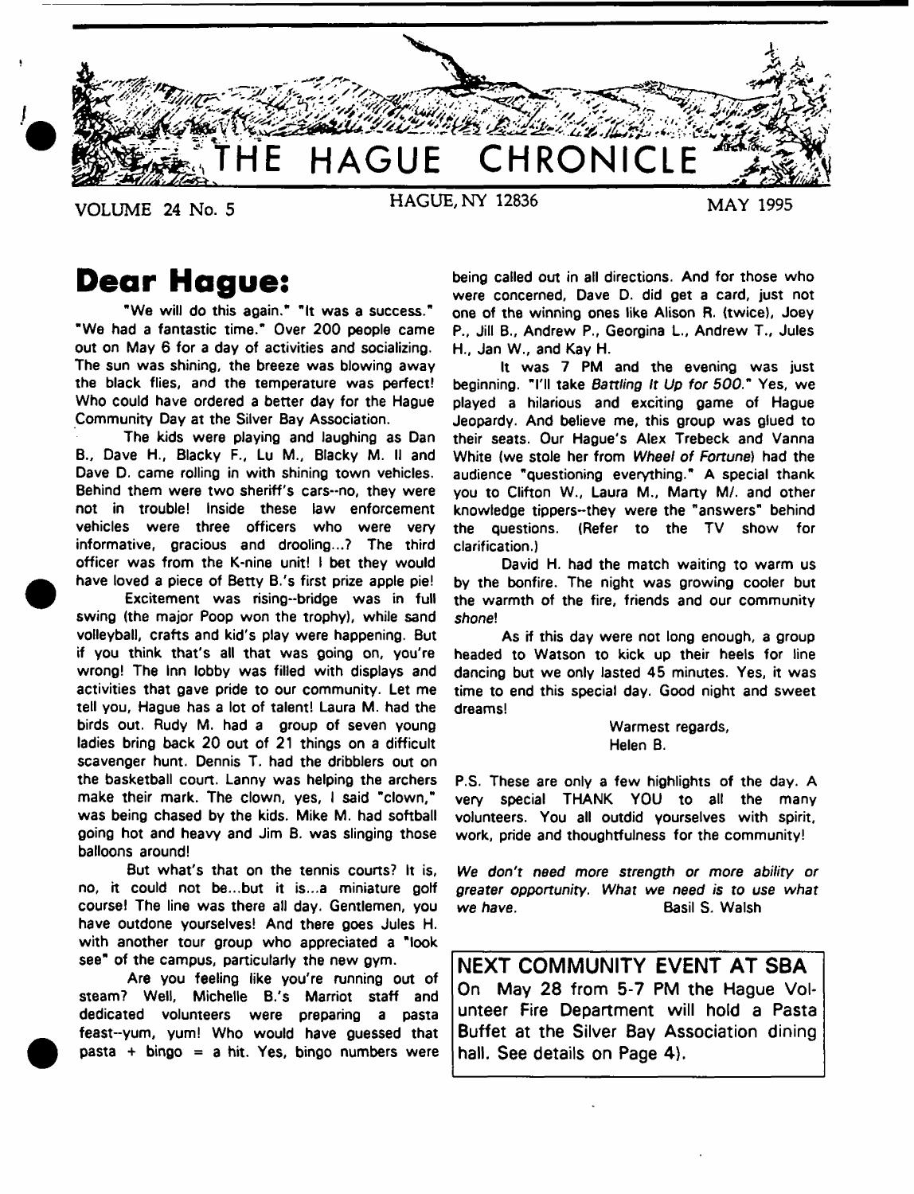# THE HAGUE CHRONICLE

VOLUME 24 No. 5 — HAGUE, NY 12836 — MAY 1995

## Dear Hague:

"We will do this again." "It was a success." "We had a fantastic time." Over 200 people came out on May 6 for a day of activities and socializing. The sun was shining, the breeze was blowing away the black flies, and the temperature was perfect! Who could have ordered a better day for the Hague Community Day at the Silver Bay Association.

The kids were playing and laughing as Dan B., Dave H., Blacky F., Lu M., Blacky M. II and Dave D. came rolling in with shining town vehicles. Behind them were two sheriff's cars--no, they were not in trouble! Inside these law enforcement vehicles were three officers who were very informative, gracious and drooling...? The third officer was from the K-nine unit! I bet they would have loved a piece of Betty B.'s first prize apple pie!

Excitement was rising--bridge was in full swing (the major Poop won the trophy), while sand volleyball, crafts and kid's play were happening. But if you think that's all that was going on, you're wrong! The Inn lobby was filled with displays and activities that gave pride to our community. Let me tell you, Hague has a lot of talent! Laura M. had the birds out. Rudy M. had a group of seven young ladies bring back 20 out of 21 things on a difficult scavenger hunt. Dennis T. had the dribblers out on the basketball court. Lanny was helping the archers make their mark. The clown, yes, I said "clown," was being chased by the kids. Mike M. had softball going hot and heavy and Jim B. was slinging those balloons around!

But what's that on the tennis courts? It is, no, it could not be...but it is...a miniature golf course! The line was there all day. Gentlemen, you have outdone yourselves! And there goes Jules H. with another tour group who appreciated a "look see" of the campus, particularly the new gym.

Are you feeling like you're running out of steam? Well, Michelle B.'s Marriot staff and dedicated volunteers were preparing a pasta feast--yum, yum! Who would have guessed that pasta + bingo = a hit. Yes, bingo numbers were being called out in all directions. And for those who were concerned, Dave D. did get a card, just not one of the winning ones like Alison R. (twice), Joey P., Jill B., Andrew P., Georgina L., Andrew T., Jules H., Jan W., and Kay H.

It was 7 PM and the evening was just beginning. "I'll take *Battling It Up for 500*." Yes, we played a hilarious and exciting game of Hague Jeopardy. And believe me, this group was glued to their seats. Our Hague's Alex Trebeck and Vanna White (we stole her from *Wheel of Fortune*) had the audience "questioning everything." A special thank you to Clifton W., Laura M., Marty M/. and other knowledge tippers--they were the "answers" behind the questions. (Refer to the TV show for clarification.)

David H. had the match waiting to warm us by the bonfire. The night was growing cooler but the warmth of the fire, friends and our community *shone*!

As if this day were not long enough, a group headed to Watson to kick up their heels for line dancing but we only lasted 45 minutes. Yes, it was time to end this special day. Good night and sweet dreams!

Warmest regards,
Helen B.

P.S. These are only a few highlights of the day. A very special THANK YOU to all the many volunteers. You all outdid yourselves with spirit, work, pride and thoughtfulness for the community!

*We don't need more strength or more ability or greater opportunity. What we need is to use what we have.* — Basil S. Walsh

**NEXT COMMUNITY EVENT AT SBA**

On May 28 from 5-7 PM the Hague Volunteer Fire Department will hold a Pasta Buffet at the Silver Bay Association dining hall. See details on Page 4).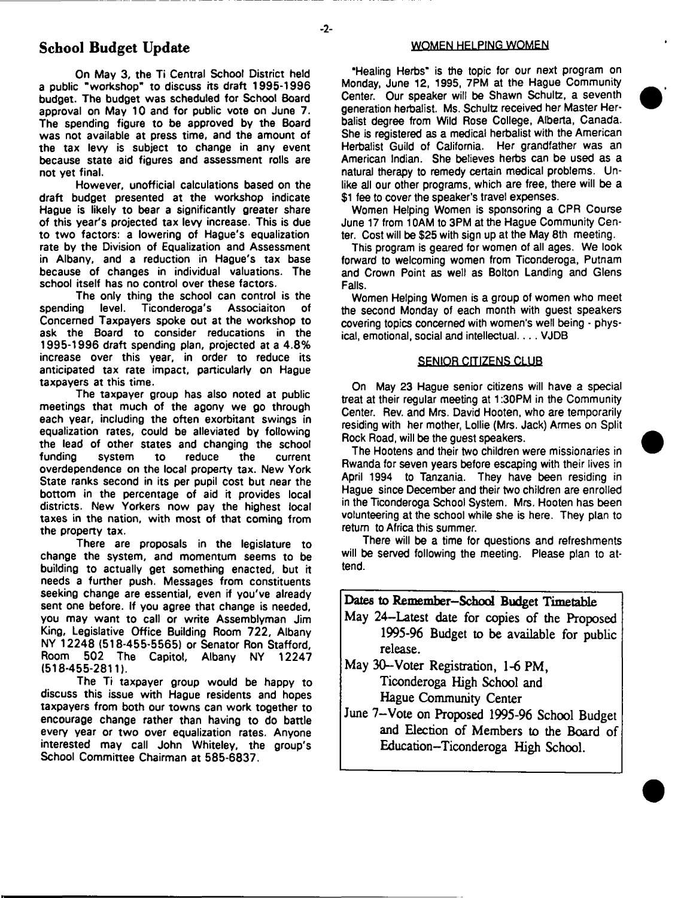## School Budget Update

On May 3, the Ti Central School District held a public "workshop" to discuss its draft 1995-1996 budget. The budget was scheduled for School Board approval on May 10 and for public vote on June 7. The spending figure to be approved by the Board was not available at press time, and the amount of the tax levy is subject to change in any event because state aid figures and assessment rolls are not yet final.

However, unofficial calculations based on the draft budget presented at the workshop indicate Hague is likely to bear a significantly greater share of this year's projected tax levy increase. This is due to two factors: a lowering of Hague's equalization rate by the Division of Equalization and Assessment in Albany, and a reduction in Hague's tax base because of changes in individual valuations. The school itself has no control over these factors.

The only thing the school can control is the spending level. Ticonderoga's Associaiton of Concerned Taxpayers spoke out at the workshop to ask the Board to consider reducations in the 1995-1996 draft spending plan, projected at a 4.8% increase over this year, in order to reduce its anticipated tax rate impact, particularly on Hague taxpayers at this time.

The taxpayer group has also noted at public meetings that much of the agony we go through each year, including the often exorbitant swings in equalization rates, could be alleviated by following the lead of other states and changing the school funding system to reduce the current overdependence on the local property tax. New York State ranks second in its per pupil cost but near the bottom in the percentage of aid it provides local districts. New Yorkers now pay the highest local taxes in the nation, with most of that coming from the property tax.

There are proposals in the legislature to change the system, and momentum seems to be building to actually get something enacted, but it needs a further push. Messages from constituents seeking change are essential, even if you've already sent one before. If you agree that change is needed, you may want to call or write Assemblyman Jim King, Legislative Office Building Room 722, Albany NY 12248 (518-455-5565) or Senator Ron Stafford, Room 502 The Capitol, Albany NY 12247 (518-455-2811).

The Ti taxpayer group would be happy to discuss this issue with Hague residents and hopes taxpayers from both our towns can work together to encourage change rather than having to do battle every year or two over equalization rates. Anyone interested may call John Whiteley, the group's School Committee Chairman at 585-6837.

### WOMEN HELPING WOMEN

"Healing Herbs" is the topic for our next program on Monday, June 12, 1995, 7PM at the Hague Community Center. Our speaker will be Shawn Schultz, a seventh generation herbalist. Ms. Schultz received her Master Herbalist degree from Wild Rose College, Alberta, Canada. She is registered as a medical herbalist with the American Herbalist Guild of California. Her grandfather was an American Indian. She believes herbs can be used as a natural therapy to remedy certain medical problems. Unlike all our other programs, which are free, there will be a $1 fee to cover the speaker's travel expenses.

Women Helping Women is sponsoring a CPR Course June 17 from 10AM to 3PM at the Hague Community Center. Cost will be $25 with sign up at the May 8th meeting.

This program is geared for women of all ages. We look forward to welcoming women from Ticonderoga, Putnam and Crown Point as well as Bolton Landing and Glens Falls.

Women Helping Women is a group of women who meet the second Monday of each month with guest speakers covering topics concerned with women's well being - physical, emotional, social and intellectual. . . . VJDB

### SENIOR CITIZENS CLUB

On May 23 Hague senior citizens will have a special treat at their regular meeting at 1:30PM in the Community Center. Rev. and Mrs. David Hooten, who are temporarily residing with her mother, Lollie (Mrs. Jack) Armes on Split Rock Road, will be the guest speakers.

The Hootens and their two children were missionaries in Rwanda for seven years before escaping with their lives in April 1994 to Tanzania. They have been residing in Hague since December and their two children are enrolled in the Ticonderoga School System. Mrs. Hooten has been volunteering at the school while she is here. They plan to return to Africa this summer.

There will be a time for questions and refreshments will be served following the meeting. Please plan to attend.

**Dates to Remember–School Budget Timetable**

May 24–Latest date for copies of the Proposed 1995-96 Budget to be available for public release.

May 30–Voter Registration, 1-6 PM, Ticonderoga High School and Hague Community Center

June 7–Vote on Proposed 1995-96 School Budget and Election of Members to the Board of Education–Ticonderoga High School.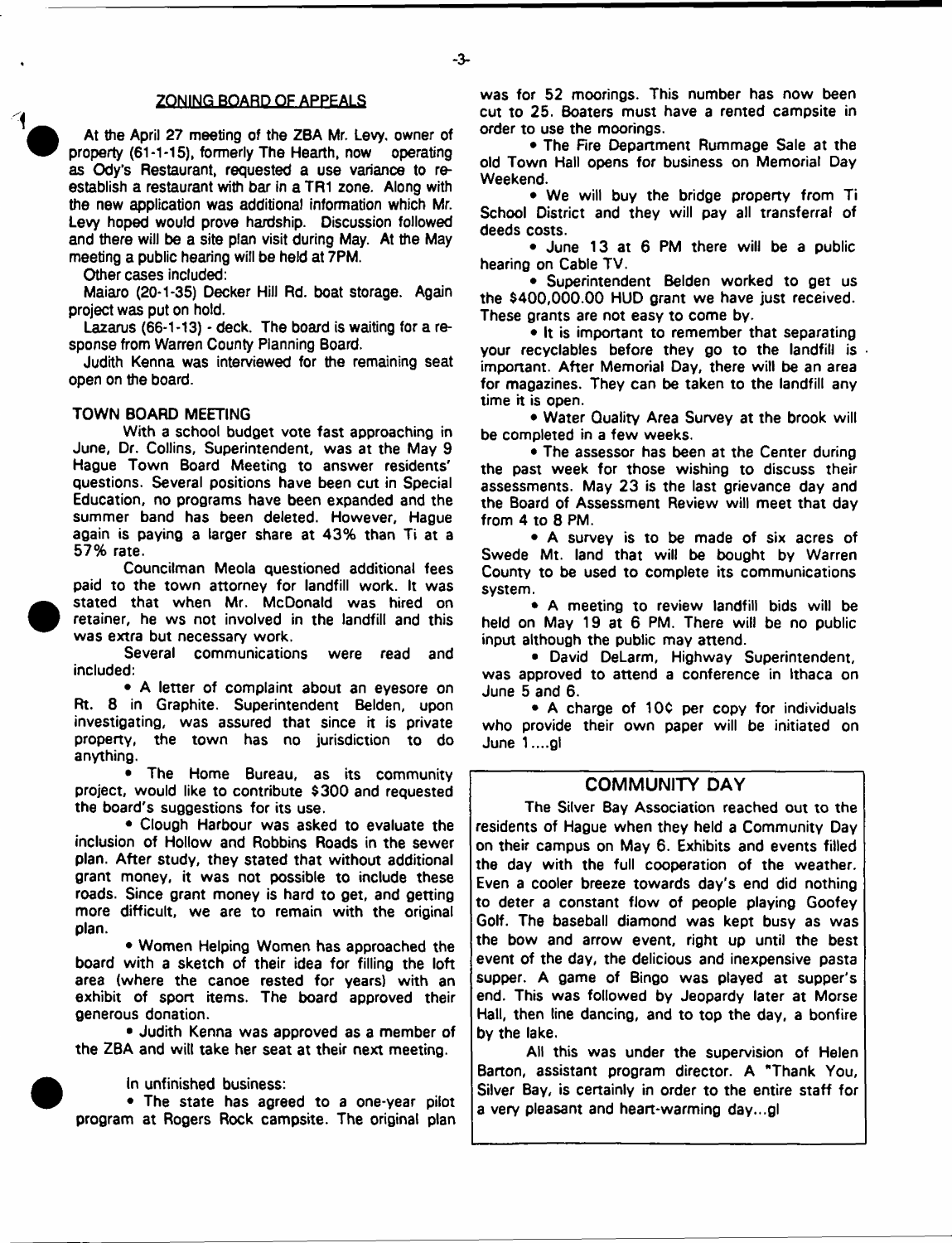## ZONING BOARD OF APPEALS

At the April 27 meeting of the ZBA Mr. Levy, owner of property (61-1-15), formerly The Hearth, now operating as Ody's Restaurant, requested a use variance to re-establish a restaurant with bar in a TR1 zone. Along with the new application was additional information which Mr. Levy hoped would prove hardship. Discussion followed and there will be a site plan visit during May. At the May meeting a public hearing will be held at 7PM.

Other cases included:

Maiaro (20-1-35) Decker Hill Rd. boat storage. Again project was put on hold.

Lazarus (66-1-13) - deck. The board is waiting for a response from Warren County Planning Board.

Judith Kenna was interviewed for the remaining seat open on the board.

## TOWN BOARD MEETING

With a school budget vote fast approaching in June, Dr. Collins, Superintendent, was at the May 9 Hague Town Board Meeting to answer residents' questions. Several positions have been cut in Special Education, no programs have been expanded and the summer band has been deleted. However, Hague again is paying a larger share at 43% than Ti at a 57% rate.

Councilman Meola questioned additional fees paid to the town attorney for landfill work. It was stated that when Mr. McDonald was hired on retainer, he ws not involved in the landfill and this was extra but necessary work.

Several communications were read and included:

- A letter of complaint about an eyesore on Rt. 8 in Graphite. Superintendent Belden, upon investigating, was assured that since it is private property, the town has no jurisdiction to do anything.
- The Home Bureau, as its community project, would like to contribute $300 and requested the board's suggestions for its use.
- Clough Harbour was asked to evaluate the inclusion of Hollow and Robbins Roads in the sewer plan. After study, they stated that without additional grant money, it was not possible to include these roads. Since grant money is hard to get, and getting more difficult, we are to remain with the original plan.
- Women Helping Women has approached the board with a sketch of their idea for filling the loft area (where the canoe rested for years) with an exhibit of sport items. The board approved their generous donation.
- Judith Kenna was approved as a member of the ZBA and will take her seat at their next meeting.

In unfinished business:

- The state has agreed to a one-year pilot program at Rogers Rock campsite. The original plan was for 52 moorings. This number has now been cut to 25. Boaters must have a rented campsite in order to use the moorings.
- The Fire Department Rummage Sale at the old Town Hall opens for business on Memorial Day Weekend.
- We will buy the bridge property from Ti School District and they will pay all transferral of deeds costs.
- June 13 at 6 PM there will be a public hearing on Cable TV.
- Superintendent Belden worked to get us the $400,000.00 HUD grant we have just received. These grants are not easy to come by.
- It is important to remember that separating your recyclables before they go to the landfill is important. After Memorial Day, there will be an area for magazines. They can be taken to the landfill any time it is open.
- Water Quality Area Survey at the brook will be completed in a few weeks.
- The assessor has been at the Center during the past week for those wishing to discuss their assessments. May 23 is the last grievance day and the Board of Assessment Review will meet that day from 4 to 8 PM.
- A survey is to be made of six acres of Swede Mt. land that will be bought by Warren County to be used to complete its communications system.
- A meeting to review landfill bids will be held on May 19 at 6 PM. There will be no public input although the public may attend.
- David DeLarm, Highway Superintendent, was approved to attend a conference in Ithaca on June 5 and 6.
- A charge of 10¢ per copy for individuals who provide their own paper will be initiated on June 1....gl

## COMMUNITY DAY

The Silver Bay Association reached out to the residents of Hague when they held a Community Day on their campus on May 6. Exhibits and events filled the day with the full cooperation of the weather. Even a cooler breeze towards day's end did nothing to deter a constant flow of people playing Goofey Golf. The baseball diamond was kept busy as was the bow and arrow event, right up until the best event of the day, the delicious and inexpensive pasta supper. A game of Bingo was played at supper's end. This was followed by Jeopardy later at Morse Hall, then line dancing, and to top the day, a bonfire by the lake.

All this was under the supervision of Helen Barton, assistant program director. A "Thank You, Silver Bay, is certainly in order to the entire staff for a very pleasant and heart-warming day...gl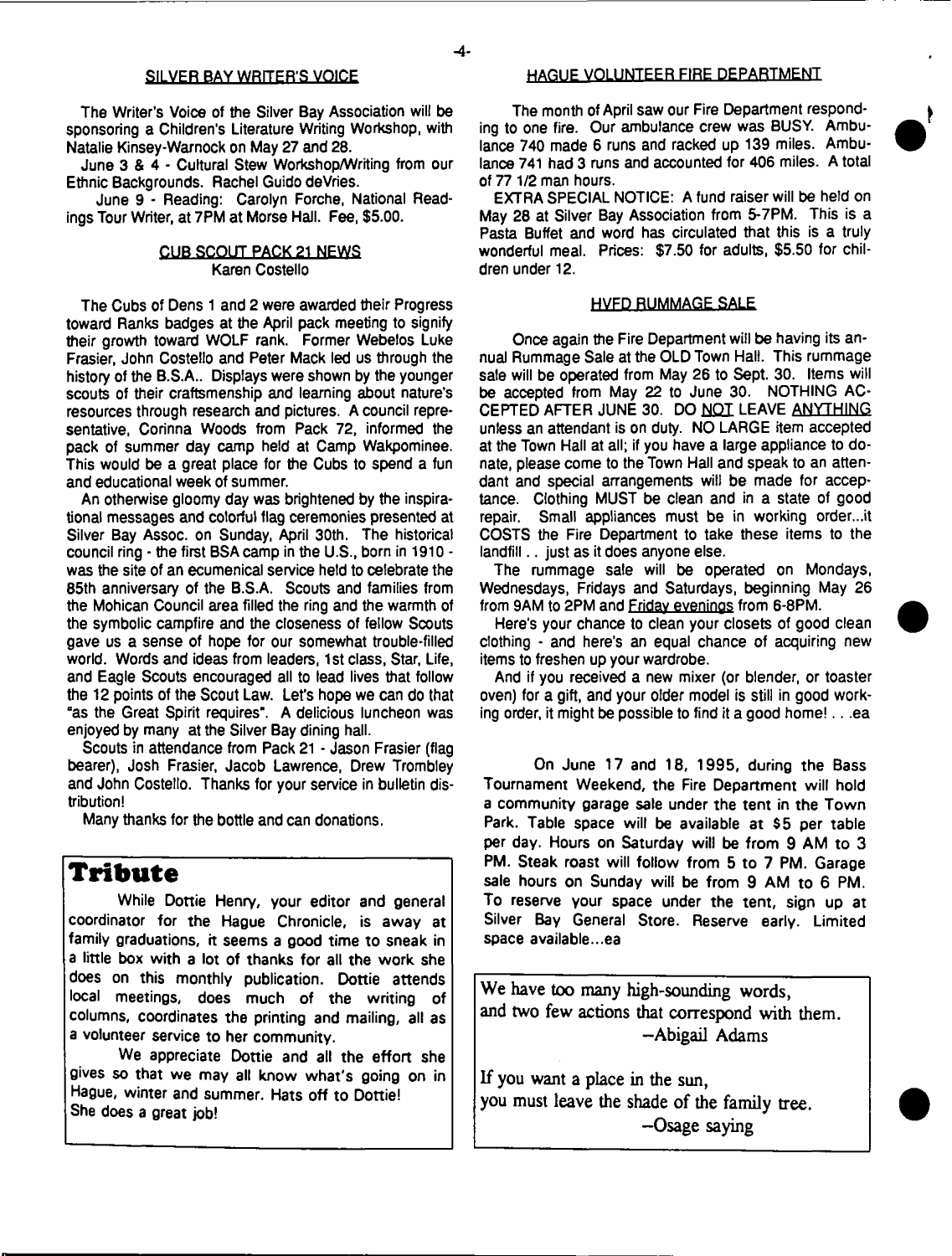## SILVER BAY WRITER'S VOICE

The Writer's Voice of the Silver Bay Association will be sponsoring a Children's Literature Writing Workshop, with Natalie Kinsey-Warnock on May 27 and 28.

June 3 & 4 - Cultural Stew Workshop/Writing from our Ethnic Backgrounds. Rachel Guido deVries.

June 9 - Reading: Carolyn Forche, National Readings Tour Writer, at 7PM at Morse Hall. Fee, $5.00.

## CUB SCOUT PACK 21 NEWS

Karen Costello

The Cubs of Dens 1 and 2 were awarded their Progress toward Ranks badges at the April pack meeting to signify their growth toward WOLF rank. Former Webelos Luke Frasier, John Costello and Peter Mack led us through the history of the B.S.A.. Displays were shown by the younger scouts of their craftsmenship and learning about nature's resources through research and pictures. A council representative, Corinna Woods from Pack 72, informed the pack of summer day camp held at Camp Wakpominee. This would be a great place for the Cubs to spend a fun and educational week of summer.

An otherwise gloomy day was brightened by the inspirational messages and colorful flag ceremonies presented at Silver Bay Assoc. on Sunday, April 30th. The historical council ring - the first BSA camp in the U.S., born in 1910 - was the site of an ecumenical service held to celebrate the 85th anniversary of the B.S.A. Scouts and families from the Mohican Council area filled the ring and the warmth of the symbolic campfire and the closeness of fellow Scouts gave us a sense of hope for our somewhat trouble-filled world. Words and ideas from leaders, 1st class, Star, Life, and Eagle Scouts encouraged all to lead lives that follow the 12 points of the Scout Law. Let's hope we can do that "as the Great Spirit requires". A delicious luncheon was enjoyed by many at the Silver Bay dining hall.

Scouts in attendance from Pack 21 - Jason Frasier (flag bearer), Josh Frasier, Jacob Lawrence, Drew Trombley and John Costello. Thanks for your service in bulletin distribution!

Many thanks for the bottle and can donations.

## Tribute

While Dottie Henry, your editor and general coordinator for the Hague Chronicle, is away at family graduations, it seems a good time to sneak in a little box with a lot of thanks for all the work she does on this monthly publication. Dottie attends local meetings, does much of the writing of columns, coordinates the printing and mailing, all as a volunteer service to her community.

We appreciate Dottie and all the effort she gives so that we may all know what's going on in Hague, winter and summer. Hats off to Dottie! She does a great job!

## HAGUE VOLUNTEER FIRE DEPARTMENT

The month of April saw our Fire Department responding to one fire. Our ambulance crew was BUSY. Ambulance 740 made 6 runs and racked up 139 miles. Ambulance 741 had 3 runs and accounted for 406 miles. A total of 77 1/2 man hours.

EXTRA SPECIAL NOTICE: A fund raiser will be held on May 28 at Silver Bay Association from 5-7PM. This is a Pasta Buffet and word has circulated that this is a truly wonderful meal. Prices: $7.50 for adults, $5.50 for children under 12.

## HVFD RUMMAGE SALE

Once again the Fire Department will be having its annual Rummage Sale at the OLD Town Hall. This rummage sale will be operated from May 26 to Sept. 30. Items will be accepted from May 22 to June 30. NOTHING ACCEPTED AFTER JUNE 30. DO NOT LEAVE ANYTHING unless an attendant is on duty. NO LARGE item accepted at the Town Hall at all; if you have a large appliance to donate, please come to the Town Hall and speak to an attendant and special arrangements will be made for acceptance. Clothing MUST be clean and in a state of good repair. Small appliances must be in working order...it COSTS the Fire Department to take these items to the landfill . . just as it does anyone else.

The rummage sale will be operated on Mondays, Wednesdays, Fridays and Saturdays, beginning May 26 from 9AM to 2PM and Friday evenings from 6-8PM.

Here's your chance to clean your closets of good clean clothing - and here's an equal chance of acquiring new items to freshen up your wardrobe.

And if you received a new mixer (or blender, or toaster oven) for a gift, and your older model is still in good working order, it might be possible to find it a good home! . . .ea

On June 17 and 18, 1995, during the Bass Tournament Weekend, the Fire Department will hold a community garage sale under the tent in the Town Park. Table space will be available at $5 per table per day. Hours on Saturday will be from 9 AM to 3 PM. Steak roast will follow from 5 to 7 PM. Garage sale hours on Sunday will be from 9 AM to 6 PM. To reserve your space under the tent, sign up at Silver Bay General Store. Reserve early. Limited space available...ea

We have too many high-sounding words,
and two few actions that correspond with them.
–Abigail Adams

If you want a place in the sun,
you must leave the shade of the family tree.
–Osage saying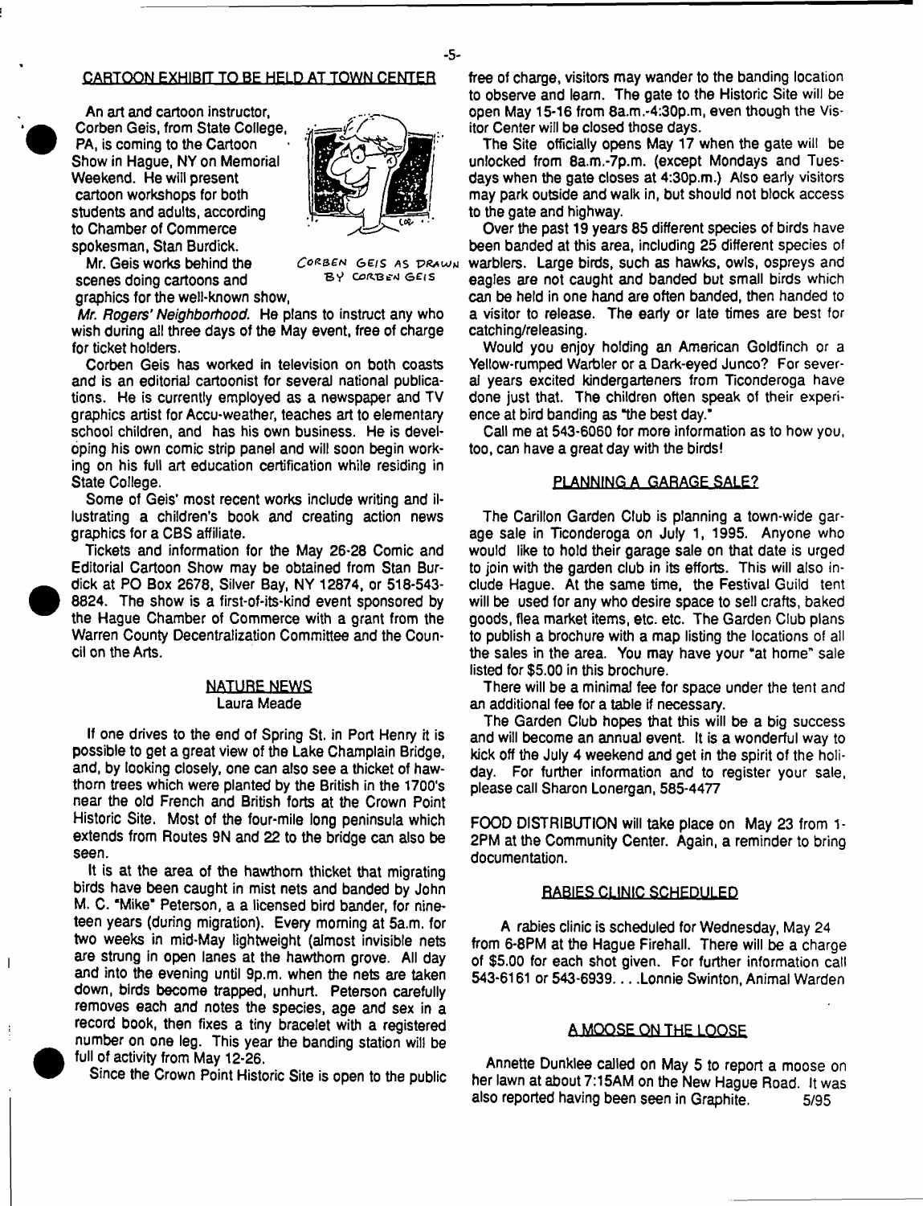## CARTOON EXHIBIT TO BE HELD AT TOWN CENTER

An art and cartoon instructor, Corben Geis, from State College, PA, is coming to the Cartoon Show in Hague, NY on Memorial Weekend. He will present cartoon workshops for both students and adults, according to Chamber of Commerce spokesman, Stan Burdick.

CORBEN GEIS AS DRAWN BY CORBEN GEIS

Mr. Geis works behind the scenes doing cartoons and graphics for the well-known show, *Mr. Rogers' Neighborhood.* He plans to instruct any who wish during all three days of the May event, free of charge for ticket holders.

Corben Geis has worked in television on both coasts and is an editorial cartoonist for several national publications. He is currently employed as a newspaper and TV graphics artist for Accu-weather, teaches art to elementary school children, and has his own business. He is developing his own comic strip panel and will soon begin working on his full art education certification while residing in State College.

Some of Geis' most recent works include writing and illustrating a children's book and creating action news graphics for a CBS affiliate.

Tickets and information for the May 26-28 Comic and Editorial Cartoon Show may be obtained from Stan Burdick at PO Box 2678, Silver Bay, NY 12874, or 518-543-8824. The show is a first-of-its-kind event sponsored by the Hague Chamber of Commerce with a grant from the Warren County Decentralization Committee and the Council on the Arts.

## NATURE NEWS
Laura Meade

If one drives to the end of Spring St. in Port Henry it is possible to get a great view of the Lake Champlain Bridge, and, by looking closely, one can also see a thicket of hawthorn trees which were planted by the British in the 1700's near the old French and British forts at the Crown Point Historic Site. Most of the four-mile long peninsula which extends from Routes 9N and 22 to the bridge can also be seen.

It is at the area of the hawthorn thicket that migrating birds have been caught in mist nets and banded by John M. C. "Mike" Peterson, a a licensed bird bander, for nineteen years (during migration). Every morning at 5a.m. for two weeks in mid-May lightweight (almost invisible nets are strung in open lanes at the hawthorn grove. All day and into the evening until 9p.m. when the nets are taken down, birds become trapped, unhurt. Peterson carefully removes each and notes the species, age and sex in a record book, then fixes a tiny bracelet with a registered number on one leg. This year the banding station will be full of activity from May 12-26.

Since the Crown Point Historic Site is open to the public free of charge, visitors may wander to the banding location to observe and learn. The gate to the Historic Site will be open May 15-16 from 8a.m.-4:30p.m, even though the Visitor Center will be closed those days.

The Site officially opens May 17 when the gate will be unlocked from 8a.m.-7p.m. (except Mondays and Tuesdays when the gate closes at 4:30p.m.) Also early visitors may park outside and walk in, but should not block access to the gate and highway.

Over the past 19 years 85 different species of birds have been banded at this area, including 25 different species of warblers. Large birds, such as hawks, owls, ospreys and eagles are not caught and banded but small birds which can be held in one hand are often banded, then handed to a visitor to release. The early or late times are best for catching/releasing.

Would you enjoy holding an American Goldfinch or a Yellow-rumped Warbler or a Dark-eyed Junco? For several years excited kindergarteners from Ticonderoga have done just that. The children often speak of their experience at bird banding as "the best day."

Call me at 543-6060 for more information as to how you, too, can have a great day with the birds!

## PLANNING A GARAGE SALE?

The Carillon Garden Club is planning a town-wide garage sale in Ticonderoga on July 1, 1995. Anyone who would like to hold their garage sale on that date is urged to join with the garden club in its efforts. This will also include Hague. At the same time, the Festival Guild tent will be used for any who desire space to sell crafts, baked goods, flea market items, etc. etc. The Garden Club plans to publish a brochure with a map listing the locations of all the sales in the area. You may have your "at home" sale listed for $5.00 in this brochure.

There will be a minimal fee for space under the tent and an additional fee for a table if necessary.

The Garden Club hopes that this will be a big success and will become an annual event. It is a wonderful way to kick off the July 4 weekend and get in the spirit of the holiday. For further information and to register your sale, please call Sharon Lonergan, 585-4477

FOOD DISTRIBUTION will take place on May 23 from 1-2PM at the Community Center. Again, a reminder to bring documentation.

## RABIES CLINIC SCHEDULED

A rabies clinic is scheduled for Wednesday, May 24 from 6-8PM at the Hague Firehall. There will be a charge of $5.00 for each shot given. For further information call 543-6161 or 543-6939. . . .Lonnie Swinton, Animal Warden

## A MOOSE ON THE LOOSE

Annette Dunklee called on May 5 to report a moose on her lawn at about 7:15AM on the New Hague Road. It was also reported having been seen in Graphite. 5/95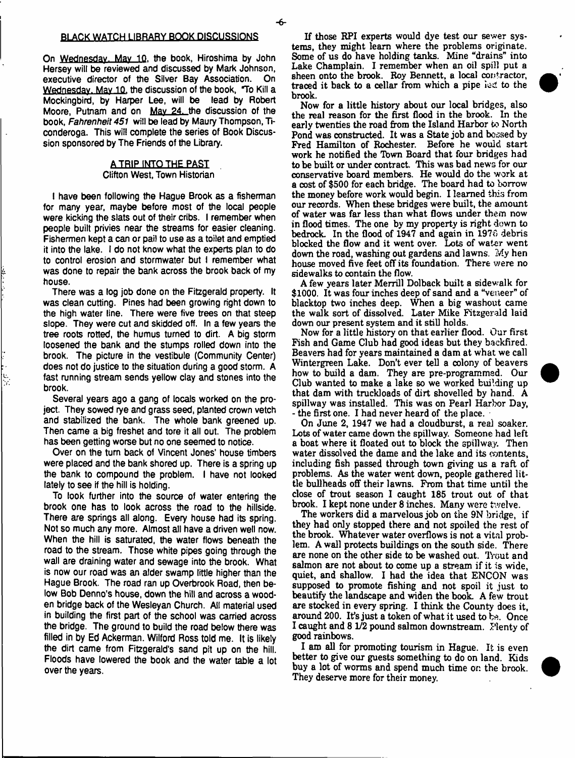## BLACK WATCH LIBRARY BOOK DISCUSSIONS

On Wednesday. May 10, the book, Hiroshima by John Hersey will be reviewed and discussed by Mark Johnson, executive director of the Silver Bay Association. On Wednesday. May 10, the discussion of the book, "To Kill a Mockingbird, by Harper Lee, will be lead by Robert Moore, Putnam and on May 24, the discussion of the book, *Fahrenheit 451* will be lead by Maury Thompson, Ticonderoga. This will complete the series of Book Discussion sponsored by The Friends of the Library.

## A TRIP INTO THE PAST

Clifton West, Town Historian

I have been following the Hague Brook as a fisherman for many year, maybe before most of the local people were kicking the slats out of their cribs. I remember when people built privies near the streams for easier cleaning. Fishermen kept a can or pail to use as a toilet and emptied it into the lake. I do not know what the experts plan to do to control erosion and stormwater but I remember what was done to repair the bank across the brook back of my house.

There was a log job done on the Fitzgerald property. It was clean cutting. Pines had been growing right down to the high water line. There were five trees on that steep slope. They were cut and skidded off. In a few years the tree roots rotted, the humus turned to dirt. A big storm loosened the bank and the stumps rolled down into the brook. The picture in the vestibule (Community Center) does not do justice to the situation during a good storm. A fast running stream sends yellow clay and stones into the brook.

Several years ago a gang of locals worked on the project. They sowed rye and grass seed, planted crown vetch and stabilized the bank. The whole bank greened up. Then came a big freshet and tore it all out. The problem has been getting worse but no one seemed to notice.

Over on the turn back of Vincent Jones' house timbers were placed and the bank shored up. There is a spring up the bank to compound the problem. I have not looked lately to see if the hill is holding.

To look further into the source of water entering the brook one has to look across the road to the hillside. There are springs all along. Every house had its spring. Not so much any more. Almost all have a driven well now. When the hill is saturated, the water flows beneath the road to the stream. Those white pipes going through the wall are draining water and sewage into the brook. What is now our road was an alder swamp little higher than the Hague Brook. The road ran up Overbrook Road, then below Bob Denno's house, down the hill and across a wooden bridge back of the Wesleyan Church. All material used in building the first part of the school was carried across the bridge. The ground to build the road below there was filled in by Ed Ackerman. Wilford Ross told me. It is likely the dirt came from Fitzgerald's sand pit up on the hill. Floods have lowered the book and the water table a lot over the years.

If those RPI experts would dye test our sewer systems, they might learn where the problems originate. Some of us do have holding tanks. Mine "drains" into Lake Champlain. I remember when an oil spill put a sheen onto the brook. Roy Bennett, a local contractor, traced it back to a cellar from which a pipe led to the brook.

Now for a little history about our local bridges, also the real reason for the first flood in the brook. In the early twenties the road from the Island Harbor to North Pond was constructed. It was a State job and bossed by Fred Hamilton of Rochester. Before he would start work he notified the Town Board that four bridges had to be built or under contract. This was bad news for our conservative board members. He would do the work at a cost of $500 for each bridge. The board had to borrow the money before work would begin. I learned this from our records. When these bridges were built, the amount of water was far less than what flows under them now in flood times. The one by my property is right down to bedrock. In the flood of 1947 and again in 1976 debris blocked the flow and it went over. Lots of water went down the road, washing out gardens and lawns. My hen house moved five feet off its foundation. There were no sidewalks to contain the flow.

A few years later Merrill Dolback built a sidewalk for $1000. It was four inches deep of sand and a "veneer" of blacktop two inches deep. When a big washout came the walk sort of dissolved. Later Mike Fitzgerald laid down our present system and it still holds.

Now for a little history on that earlier flood. Our first Fish and Game Club had good ideas but they backfired. Beavers had for years maintained a dam at what we call Wintergreen Lake. Don't ever tell a colony of beavers how to build a dam. They are pre-programmed. Our Club wanted to make a lake so we worked building up that dam with truckloads of dirt shovelled by hand. A spillway was installed. This was on Pearl Harbor Day, - the first one. I had never heard of the place.

On June 2, 1947 we had a cloudburst, a real soaker. Lots of water came down the spillway. Someone had left a boat where it floated out to block the spillway. Then water dissolved the dame and the lake and its contents, including fish passed through town giving us a raft of problems. As the water went down, people gathered little bullheads off their lawns. From that time until the close of trout season I caught 185 trout out of that brook. I kept none under 8 inches. Many were twelve.

The workers did a marvelous job on the 9N bridge, if they had only stopped there and not spoiled the rest of the brook. Whatever water overflows is not a vital problem. A wall protects buildings on the south side. There are none on the other side to be washed out. Trout and salmon are not about to come up a stream if it is wide, quiet, and shallow. I had the idea that ENCON was supposed to promote fishing and not spoil it just to beautify the landscape and widen the book. A few trout are stocked in every spring. I think the County does it, around 200. It's just a token of what it used to be. Once I caught and 8 1/2 pound salmon downstream. Plenty of good rainbows.

I am all for promoting tourism in Hague. It is even better to give our guests something to do on land. Kids buy a lot of worms and spend much time on the brook. They deserve more for their money.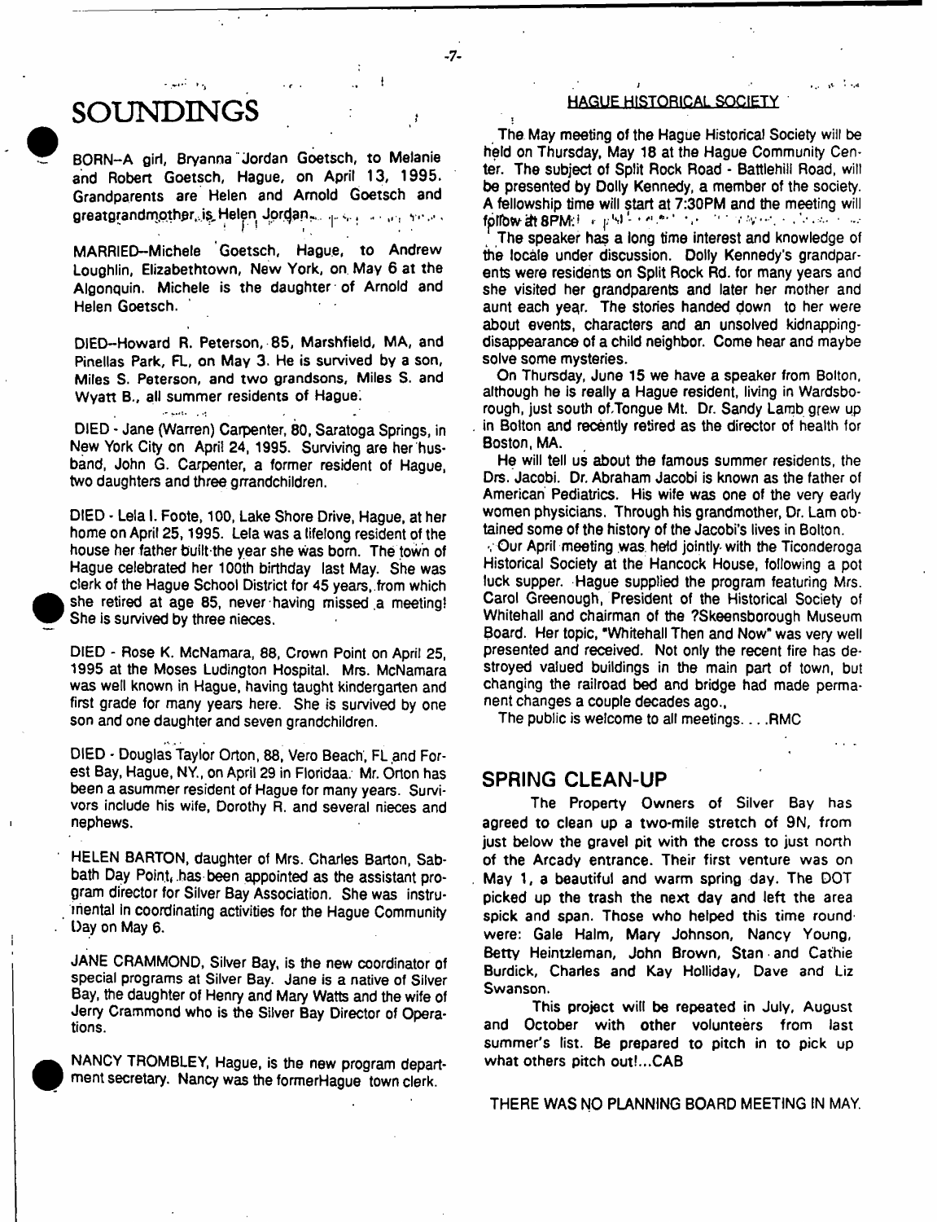# SOUNDINGS

BORN--A girl, Bryanna Jordan Goetsch, to Melanie and Robert Goetsch, Hague, on April 13, 1995. Grandparents are Helen and Arnold Goetsch and greatgrandmother is Helen Jordan.

MARRIED--Michele Goetsch, Hague, to Andrew Loughlin, Elizabethtown, New York, on May 6 at the Algonquin. Michele is the daughter of Arnold and Helen Goetsch.

DIED--Howard R. Peterson, 85, Marshfield, MA, and Pinellas Park, FL, on May 3. He is survived by a son, Miles S. Peterson, and two grandsons, Miles S. and Wyatt B., all summer residents of Hague.

DIED - Jane (Warren) Carpenter, 80, Saratoga Springs, in New York City on April 24, 1995. Surviving are her husband, John G. Carpenter, a former resident of Hague, two daughters and three grrandchildren.

DIED - Lela I. Foote, 100, Lake Shore Drive, Hague, at her home on April 25, 1995. Lela was a lifelong resident of the house her father built the year she was born. The town of Hague celebrated her 100th birthday last May. She was clerk of the Hague School District for 45 years, from which she retired at age 85, never having missed a meeting! She is survived by three nieces.

DIED - Rose K. McNamara, 88, Crown Point on April 25, 1995 at the Moses Ludington Hospital. Mrs. McNamara was well known in Hague, having taught kindergarten and first grade for many years here. She is survived by one son and one daughter and seven grandchildren.

DIED - Douglas Taylor Orton, 88, Vero Beach, FL and Forest Bay, Hague, NY., on April 29 in Floridaa. Mr. Orton has been a asummer resident of Hague for many years. Survivors include his wife, Dorothy R. and several nieces and nephews.

HELEN BARTON, daughter of Mrs. Charles Barton, Sabbath Day Point, has been appointed as the assistant program director for Silver Bay Association. She was instrumental in coordinating activities for the Hague Community Day on May 6.

JANE CRAMMOND, Silver Bay, is the new coordinator of special programs at Silver Bay. Jane is a native of Silver Bay, the daughter of Henry and Mary Watts and the wife of Jerry Crammond who is the Silver Bay Director of Operations.

NANCY TROMBLEY, Hague, is the new program department secretary. Nancy was the formerHague town clerk.

## HAGUE HISTORICAL SOCIETY

The May meeting of the Hague Historical Society will be held on Thursday, May 18 at the Hague Community Center. The subject of Split Rock Road - Battlehill Road, will be presented by Dolly Kennedy, a member of the society. A fellowship time will start at 7:30PM and the meeting will follow at 8PM.

The speaker has a long time interest and knowledge of the locale under discussion. Dolly Kennedy's grandparents were residents on Split Rock Rd. for many years and she visited her grandparents and later her mother and aunt each year. The stories handed down to her were about events, characters and an unsolved kidnapping-disappearance of a child neighbor. Come hear and maybe solve some mysteries.

On Thursday, June 15 we have a speaker from Bolton, although he is really a Hague resident, living in Wardsborough, just south of Tongue Mt. Dr. Sandy Lamb grew up in Bolton and recently retired as the director of health for Boston, MA.

He will tell us about the famous summer residents, the Drs. Jacobi. Dr. Abraham Jacobi is known as the father of American Pediatrics. His wife was one of the very early women physicians. Through his grandmother, Dr. Lam obtained some of the history of the Jacobi's lives in Bolton.

Our April meeting was held jointly with the Ticonderoga Historical Society at the Hancock House, following a pot luck supper. Hague supplied the program featuring Mrs. Carol Greenough, President of the Historical Society of Whitehall and chairman of the ?Skeensborough Museum Board. Her topic, "Whitehall Then and Now" was very well presented and received. Not only the recent fire has destroyed valued buildings in the main part of town, but changing the railroad bed and bridge had made permanent changes a couple decades ago.,

The public is welcome to all meetings. . . .RMC

## SPRING CLEAN-UP

The Property Owners of Silver Bay has agreed to clean up a two-mile stretch of 9N, from just below the gravel pit with the cross to just north of the Arcady entrance. Their first venture was on May 1, a beautiful and warm spring day. The DOT picked up the trash the next day and left the area spick and span. Those who helped this time round were: Gale Halm, Mary Johnson, Nancy Young, Betty Heintzleman, John Brown, Stan and Cathie Burdick, Charles and Kay Holliday, Dave and Liz Swanson.

This project will be repeated in July, August and October with other volunteers from last summer's list. Be prepared to pitch in to pick up what others pitch out!...CAB

THERE WAS NO PLANNING BOARD MEETING IN MAY.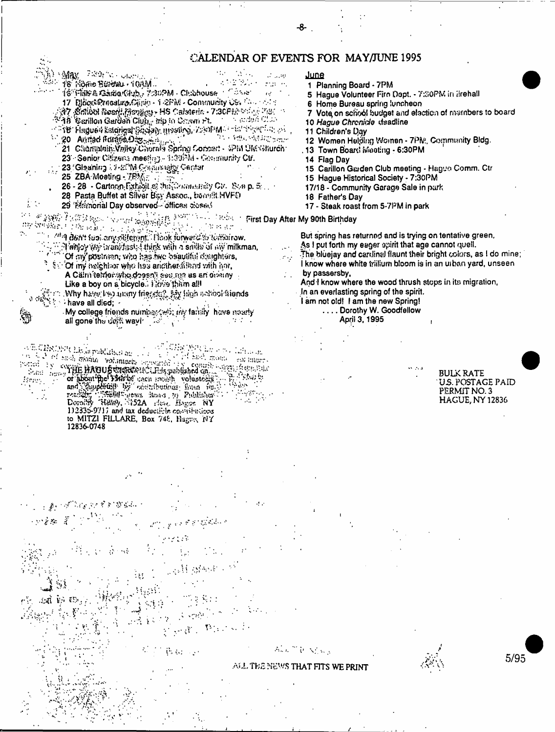# CALENDAR OF EVENTS FOR MAY/JUNE 1995

**May**

16 Home Bureau - 10AM
16 Fish & Game Club - 7:30PM - Clubhouse
17 Blood Pressure Clinic - 1-2PM - Community Ctr.
17 School Board Meeting - HS Cafeteria - 7:30PM
18 Carillon Garden Club - trip to Crown Pt.
18 Hague Historical Society meeting, 7:30PM
20 Armed Forces Day
21 Champlain Valley Chorale Spring Concert - 3PM UM Church
23 Senior Citizens meeting - 1:30PM - Community Ctr.
23 Gleaning - 1-2PM Community Center
25 ZBA Meeting - 7PM
26 - 28 - Cartoon Exhibit at the Community Ctr. See p. 5
28 Pasta Buffet at Silver Bay Assoc., benefit HVFD
29 Memorial Day observed - offices closed

**June**

1 Planning Board - 7PM
5 Hague Volunteer Fire Dept. - 7:30PM in firehall
6 Home Bureau spring luncheon
7 Vote on school budget and election of members to board
10 *Hague Chronicle* deadline
11 Children's Day
12 Women Helping Women - 7PM, Community Bldg.
13 Town Board Meeting - 6:30PM
14 Flag Day
15 Carillon Garden Club meeting - Hague Comm. Ctr
15 Hague Historical Society - 7:30PM
17/18 - Community Garage Sale in park
18 Father's Day
17 - Steak roast from 5-7PM in park

## First Day After My 90th Birthday

I don't feel any different. I look forward to tomorrow.
I enjoy my breakfast; I think with a smile of my milkman,
Of my postman, who has two beautiful daughters,
Of my neighbor who has another friend with her,
A Cairn terrier who doesn't see me as an enemy
Like a boy on a bicycle. I love them all!
Why have I so many friends? My high school friends
have all died;
My college friends number few; my family have nearly
all gone the death way.

But spring has returned and is trying on tentative green,
As I put forth my eager spirit that age cannot quell.
The bluejay and cardinal flaunt their bright colors, as I do mine;
I know where white trillium bloom is in an urban yard, unseen
by passersby,
And I know where the wood thrush stops in its migration,
In an everlasting spring of the spirit.
I am not old! I am the new Spring!

.... Dorothy W. Goodfellow
April 3, 1995

THE HAGUE CHRONICLE is published on or about the 15th of each month, volunteers and supported by contributions from readers. Send news items to Publisher Dorothy Henry, 152A ..., Hague NY 12836-9711 and tax deductible contributions to MITZI FILLARE, Box 748, Hague, NY 12836-0748

BULK RATE
U.S. POSTAGE PAID
PERMIT NO. 3
HAGUE, NY 12836

ALL THE NEWS THAT FITS WE PRINT

5/95